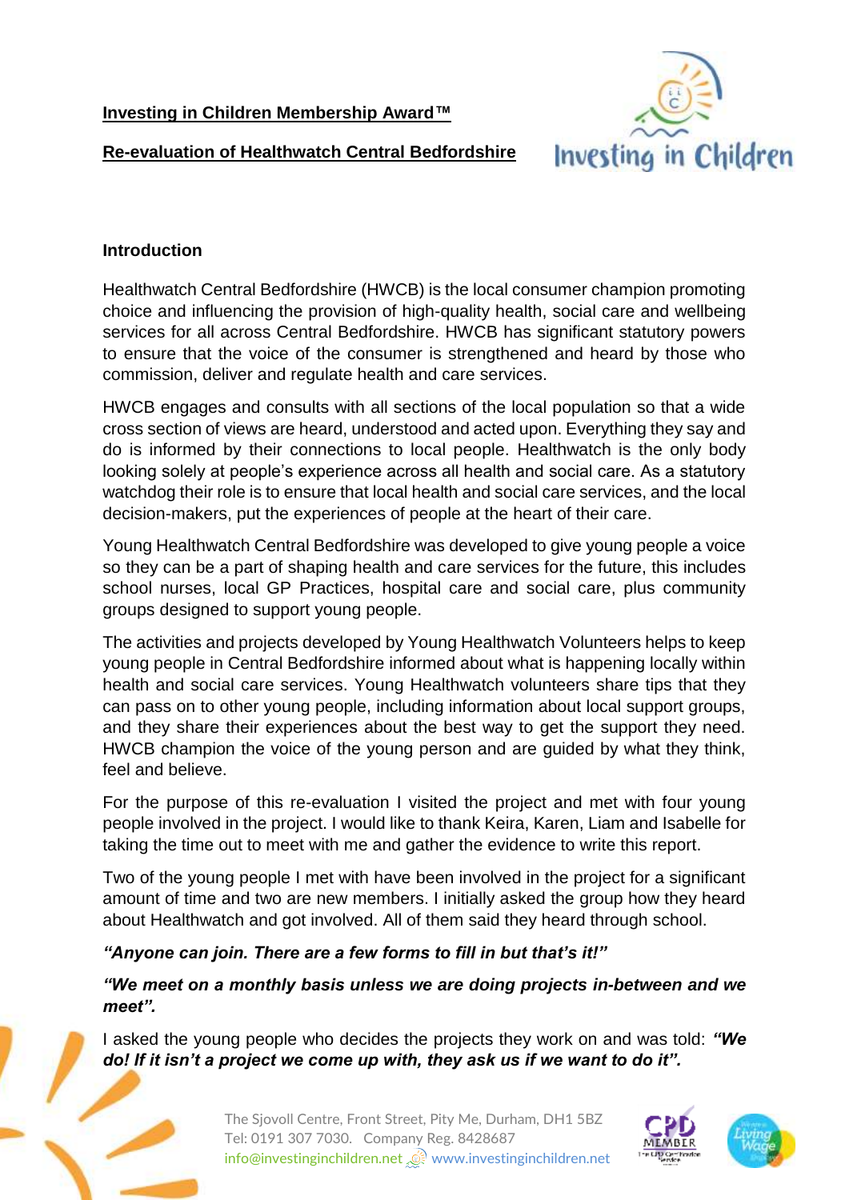**Investing in Children Membership Award™**

**Re-evaluation of Healthwatch Central Bedfordshire**

**Introduction**

Healthwatch Central Bedfordshire (HWCB) is the local consumer champion promoting choice and influencing the provision of high-quality health, social care and wellbeing services for all across Central Bedfordshire. HWCB has significant statutory powers to ensure that the voice of the consumer is strengthened and heard by those who commission, deliver and regulate health and care services.

HWCB engages and consults with all sections of the local population so that a wide cross section of views are heard, understood and acted upon. Everything they say and do is informed by their connections to local people. Healthwatch is the only body looking solely at people's experience across all health and social care. As a statutory watchdog their role is to ensure that local health and social care services, and the local decision-makers, put the experiences of people at the heart of their care.

Young Healthwatch Central Bedfordshire was developed to give young people a voice so they can be a part of shaping health and care services for the future, this includes school nurses, local GP Practices, hospital care and social care, plus community groups designed to support young people.

The activities and projects developed by Young Healthwatch Volunteers helps to keep young people in Central Bedfordshire informed about what is happening locally within health and social care services. Young Healthwatch volunteers share tips that they can pass on to other young people, including information about local support groups, and they share their experiences about the best way to get the support they need. HWCB champion the voice of the young person and are guided by what they think, feel and believe.

For the purpose of this re-evaluation I visited the project and met with four young people involved in the project. I would like to thank Keira, Karen, Liam and Isabelle for taking the time out to meet with me and gather the evidence to write this report.

Two of the young people I met with have been involved in the project for a significant amount of time and two are new members. I initially asked the group how they heard about Healthwatch and got involved. All of them said they heard through school.

***"Anyone can join. There are a few forms to fill in but that's it!"***

***"We meet on a monthly basis unless we are doing projects in-between and we meet".***

I asked the young people who decides the projects they work on and was told: ***"We do! If it isn't a project we come up with, they ask us if we want to do it".***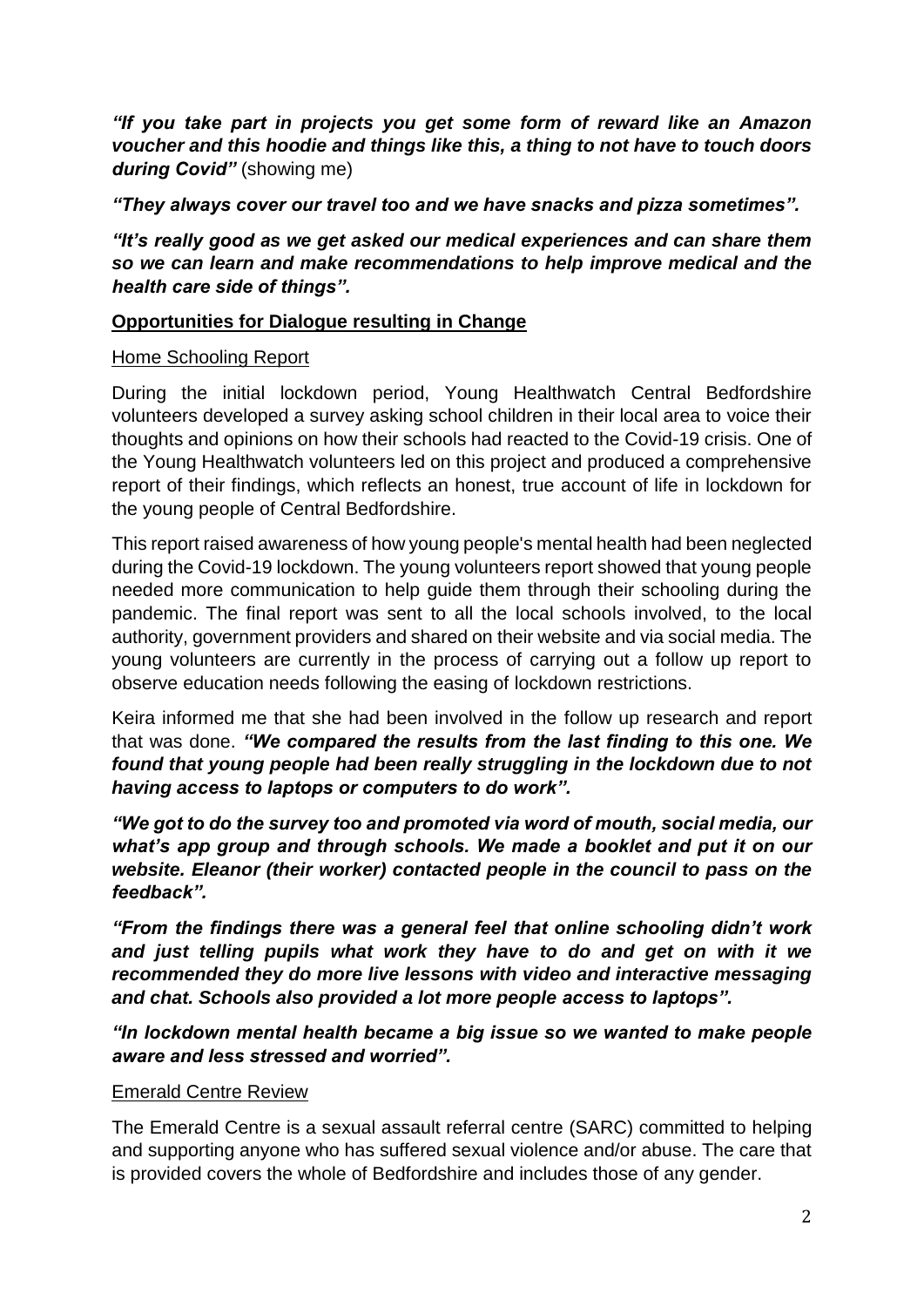***"If you take part in projects you get some form of reward like an Amazon voucher and this hoodie and things like this, a thing to not have to touch doors during Covid"*** (showing me)

***"They always cover our travel too and we have snacks and pizza sometimes".***

***"It's really good as we get asked our medical experiences and can share them so we can learn and make recommendations to help improve medical and the health care side of things".***

## Opportunities for Dialogue resulting in Change

### Home Schooling Report

During the initial lockdown period, Young Healthwatch Central Bedfordshire volunteers developed a survey asking school children in their local area to voice their thoughts and opinions on how their schools had reacted to the Covid-19 crisis. One of the Young Healthwatch volunteers led on this project and produced a comprehensive report of their findings, which reflects an honest, true account of life in lockdown for the young people of Central Bedfordshire.

This report raised awareness of how young people's mental health had been neglected during the Covid-19 lockdown. The young volunteers report showed that young people needed more communication to help guide them through their schooling during the pandemic. The final report was sent to all the local schools involved, to the local authority, government providers and shared on their website and via social media. The young volunteers are currently in the process of carrying out a follow up report to observe education needs following the easing of lockdown restrictions.

Keira informed me that she had been involved in the follow up research and report that was done. ***"We compared the results from the last finding to this one. We found that young people had been really struggling in the lockdown due to not having access to laptops or computers to do work".***

***"We got to do the survey too and promoted via word of mouth, social media, our what's app group and through schools. We made a booklet and put it on our website. Eleanor (their worker) contacted people in the council to pass on the feedback".***

***"From the findings there was a general feel that online schooling didn't work and just telling pupils what work they have to do and get on with it we recommended they do more live lessons with video and interactive messaging and chat. Schools also provided a lot more people access to laptops".***

***"In lockdown mental health became a big issue so we wanted to make people aware and less stressed and worried".***

### Emerald Centre Review

The Emerald Centre is a sexual assault referral centre (SARC) committed to helping and supporting anyone who has suffered sexual violence and/or abuse. The care that is provided covers the whole of Bedfordshire and includes those of any gender.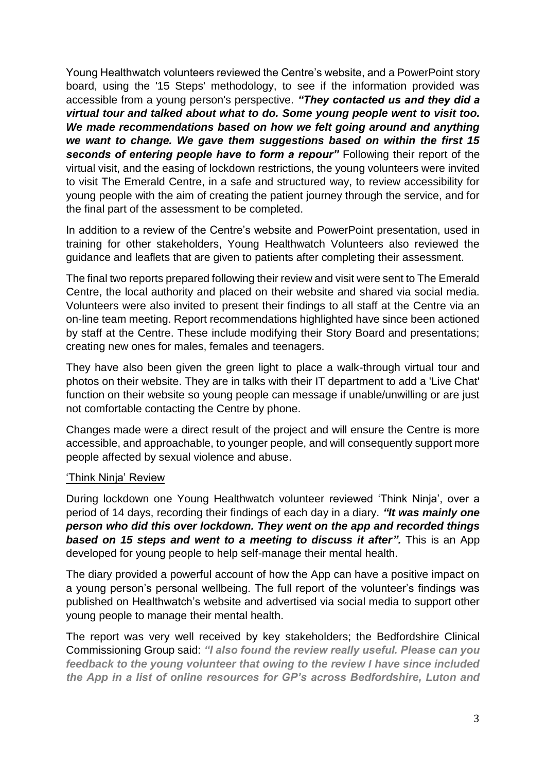Young Healthwatch volunteers reviewed the Centre's website, and a PowerPoint story board, using the '15 Steps' methodology, to see if the information provided was accessible from a young person's perspective. ***"They contacted us and they did a virtual tour and talked about what to do. Some young people went to visit too. We made recommendations based on how we felt going around and anything we want to change. We gave them suggestions based on within the first 15 seconds of entering people have to form a repour"*** Following their report of the virtual visit, and the easing of lockdown restrictions, the young volunteers were invited to visit The Emerald Centre, in a safe and structured way, to review accessibility for young people with the aim of creating the patient journey through the service, and for the final part of the assessment to be completed.

In addition to a review of the Centre's website and PowerPoint presentation, used in training for other stakeholders, Young Healthwatch Volunteers also reviewed the guidance and leaflets that are given to patients after completing their assessment.

The final two reports prepared following their review and visit were sent to The Emerald Centre, the local authority and placed on their website and shared via social media. Volunteers were also invited to present their findings to all staff at the Centre via an on-line team meeting. Report recommendations highlighted have since been actioned by staff at the Centre. These include modifying their Story Board and presentations; creating new ones for males, females and teenagers.

They have also been given the green light to place a walk-through virtual tour and photos on their website. They are in talks with their IT department to add a 'Live Chat' function on their website so young people can message if unable/unwilling or are just not comfortable contacting the Centre by phone.

Changes made were a direct result of the project and will ensure the Centre is more accessible, and approachable, to younger people, and will consequently support more people affected by sexual violence and abuse.

'Think Ninja' Review

During lockdown one Young Healthwatch volunteer reviewed 'Think Ninja', over a period of 14 days, recording their findings of each day in a diary. ***"It was mainly one person who did this over lockdown. They went on the app and recorded things based on 15 steps and went to a meeting to discuss it after".*** This is an App developed for young people to help self-manage their mental health.

The diary provided a powerful account of how the App can have a positive impact on a young person's personal wellbeing. The full report of the volunteer's findings was published on Healthwatch's website and advertised via social media to support other young people to manage their mental health.

The report was very well received by key stakeholders; the Bedfordshire Clinical Commissioning Group said: ***"I also found the review really useful. Please can you feedback to the young volunteer that owing to the review I have since included the App in a list of online resources for GP's across Bedfordshire, Luton and***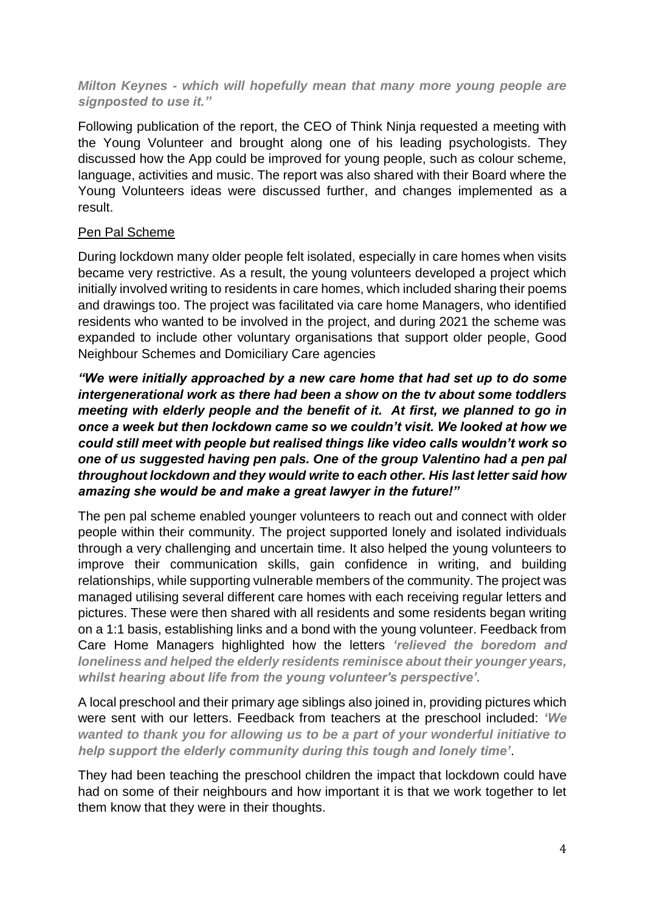***Milton Keynes - which will hopefully mean that many more young people are signposted to use it."***

Following publication of the report, the CEO of Think Ninja requested a meeting with the Young Volunteer and brought along one of his leading psychologists. They discussed how the App could be improved for young people, such as colour scheme, language, activities and music. The report was also shared with their Board where the Young Volunteers ideas were discussed further, and changes implemented as a result.

<u>Pen Pal Scheme</u>

During lockdown many older people felt isolated, especially in care homes when visits became very restrictive. As a result, the young volunteers developed a project which initially involved writing to residents in care homes, which included sharing their poems and drawings too. The project was facilitated via care home Managers, who identified residents who wanted to be involved in the project, and during 2021 the scheme was expanded to include other voluntary organisations that support older people, Good Neighbour Schemes and Domiciliary Care agencies

***"We were initially approached by a new care home that had set up to do some intergenerational work as there had been a show on the tv about some toddlers meeting with elderly people and the benefit of it. At first, we planned to go in once a week but then lockdown came so we couldn't visit. We looked at how we could still meet with people but realised things like video calls wouldn't work so one of us suggested having pen pals. One of the group Valentino had a pen pal throughout lockdown and they would write to each other. His last letter said how amazing she would be and make a great lawyer in the future!"***

The pen pal scheme enabled younger volunteers to reach out and connect with older people within their community. The project supported lonely and isolated individuals through a very challenging and uncertain time. It also helped the young volunteers to improve their communication skills, gain confidence in writing, and building relationships, while supporting vulnerable members of the community. The project was managed utilising several different care homes with each receiving regular letters and pictures. These were then shared with all residents and some residents began writing on a 1:1 basis, establishing links and a bond with the young volunteer. Feedback from Care Home Managers highlighted how the letters ***'relieved the boredom and loneliness and helped the elderly residents reminisce about their younger years, whilst hearing about life from the young volunteer's perspective'.***

A local preschool and their primary age siblings also joined in, providing pictures which were sent with our letters. Feedback from teachers at the preschool included: ***'We wanted to thank you for allowing us to be a part of your wonderful initiative to help support the elderly community during this tough and lonely time'***.

They had been teaching the preschool children the impact that lockdown could have had on some of their neighbours and how important it is that we work together to let them know that they were in their thoughts.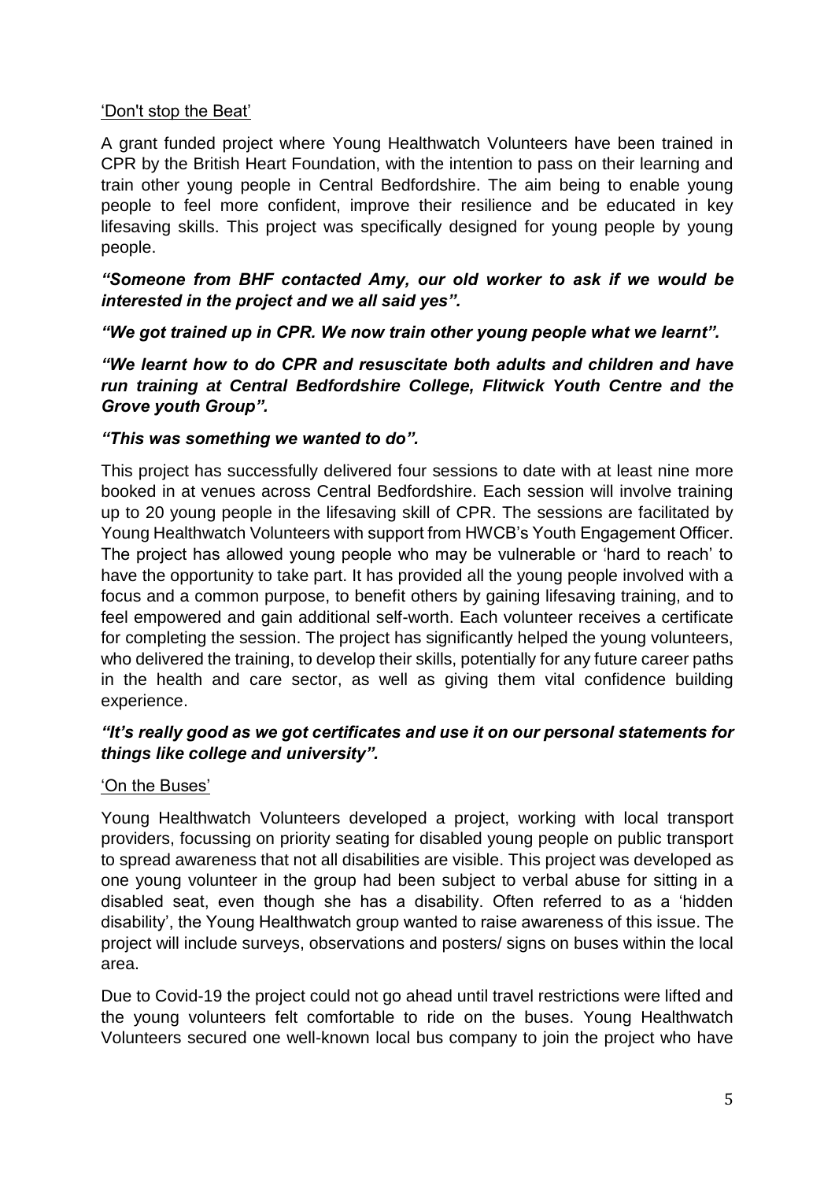'Don't stop the Beat'

A grant funded project where Young Healthwatch Volunteers have been trained in CPR by the British Heart Foundation, with the intention to pass on their learning and train other young people in Central Bedfordshire. The aim being to enable young people to feel more confident, improve their resilience and be educated in key lifesaving skills. This project was specifically designed for young people by young people.

***"Someone from BHF contacted Amy, our old worker to ask if we would be interested in the project and we all said yes".***

***"We got trained up in CPR. We now train other young people what we learnt".***

***"We learnt how to do CPR and resuscitate both adults and children and have run training at Central Bedfordshire College, Flitwick Youth Centre and the Grove youth Group".***

***"This was something we wanted to do".***

This project has successfully delivered four sessions to date with at least nine more booked in at venues across Central Bedfordshire. Each session will involve training up to 20 young people in the lifesaving skill of CPR. The sessions are facilitated by Young Healthwatch Volunteers with support from HWCB's Youth Engagement Officer. The project has allowed young people who may be vulnerable or 'hard to reach' to have the opportunity to take part. It has provided all the young people involved with a focus and a common purpose, to benefit others by gaining lifesaving training, and to feel empowered and gain additional self-worth. Each volunteer receives a certificate for completing the session. The project has significantly helped the young volunteers, who delivered the training, to develop their skills, potentially for any future career paths in the health and care sector, as well as giving them vital confidence building experience.

***"It's really good as we got certificates and use it on our personal statements for things like college and university".***

'On the Buses'

Young Healthwatch Volunteers developed a project, working with local transport providers, focussing on priority seating for disabled young people on public transport to spread awareness that not all disabilities are visible. This project was developed as one young volunteer in the group had been subject to verbal abuse for sitting in a disabled seat, even though she has a disability. Often referred to as a 'hidden disability', the Young Healthwatch group wanted to raise awareness of this issue. The project will include surveys, observations and posters/ signs on buses within the local area.

Due to Covid-19 the project could not go ahead until travel restrictions were lifted and the young volunteers felt comfortable to ride on the buses. Young Healthwatch Volunteers secured one well-known local bus company to join the project who have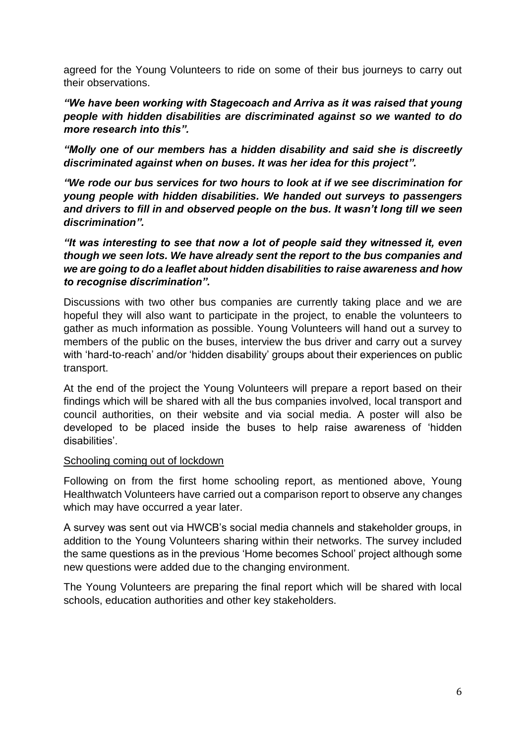agreed for the Young Volunteers to ride on some of their bus journeys to carry out their observations.

***"We have been working with Stagecoach and Arriva as it was raised that young people with hidden disabilities are discriminated against so we wanted to do more research into this".***

***"Molly one of our members has a hidden disability and said she is discreetly discriminated against when on buses. It was her idea for this project".***

***"We rode our bus services for two hours to look at if we see discrimination for young people with hidden disabilities. We handed out surveys to passengers and drivers to fill in and observed people on the bus. It wasn't long till we seen discrimination".***

***"It was interesting to see that now a lot of people said they witnessed it, even though we seen lots. We have already sent the report to the bus companies and we are going to do a leaflet about hidden disabilities to raise awareness and how to recognise discrimination".***

Discussions with two other bus companies are currently taking place and we are hopeful they will also want to participate in the project, to enable the volunteers to gather as much information as possible. Young Volunteers will hand out a survey to members of the public on the buses, interview the bus driver and carry out a survey with 'hard-to-reach' and/or 'hidden disability' groups about their experiences on public transport.

At the end of the project the Young Volunteers will prepare a report based on their findings which will be shared with all the bus companies involved, local transport and council authorities, on their website and via social media. A poster will also be developed to be placed inside the buses to help raise awareness of 'hidden disabilities'.

<u>Schooling coming out of lockdown</u>

Following on from the first home schooling report, as mentioned above, Young Healthwatch Volunteers have carried out a comparison report to observe any changes which may have occurred a year later.

A survey was sent out via HWCB's social media channels and stakeholder groups, in addition to the Young Volunteers sharing within their networks. The survey included the same questions as in the previous 'Home becomes School' project although some new questions were added due to the changing environment.

The Young Volunteers are preparing the final report which will be shared with local schools, education authorities and other key stakeholders.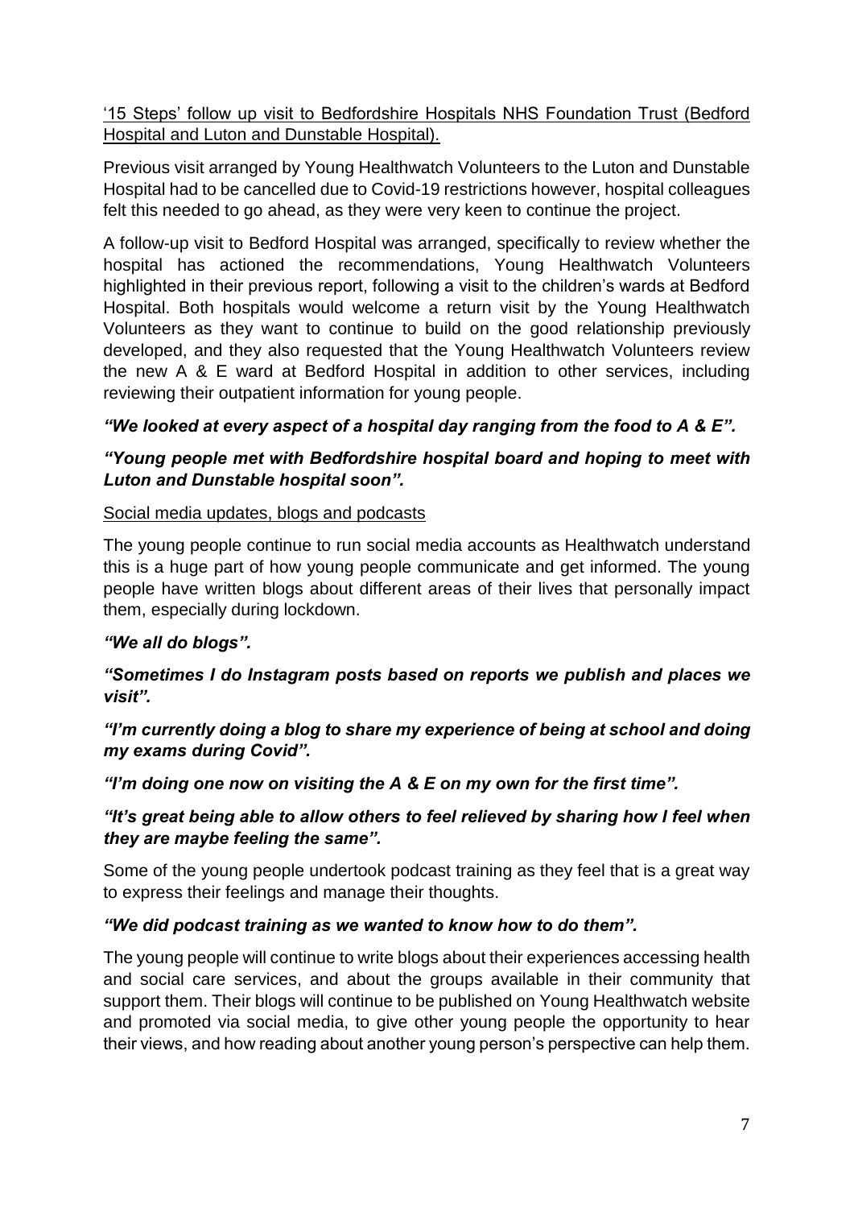<u>'15 Steps' follow up visit to Bedfordshire Hospitals NHS Foundation Trust (Bedford Hospital and Luton and Dunstable Hospital).</u>

Previous visit arranged by Young Healthwatch Volunteers to the Luton and Dunstable Hospital had to be cancelled due to Covid-19 restrictions however, hospital colleagues felt this needed to go ahead, as they were very keen to continue the project.

A follow-up visit to Bedford Hospital was arranged, specifically to review whether the hospital has actioned the recommendations, Young Healthwatch Volunteers highlighted in their previous report, following a visit to the children's wards at Bedford Hospital. Both hospitals would welcome a return visit by the Young Healthwatch Volunteers as they want to continue to build on the good relationship previously developed, and they also requested that the Young Healthwatch Volunteers review the new A & E ward at Bedford Hospital in addition to other services, including reviewing their outpatient information for young people.

***"We looked at every aspect of a hospital day ranging from the food to A & E".***

***"Young people met with Bedfordshire hospital board and hoping to meet with Luton and Dunstable hospital soon".***

<u>Social media updates, blogs and podcasts</u>

The young people continue to run social media accounts as Healthwatch understand this is a huge part of how young people communicate and get informed. The young people have written blogs about different areas of their lives that personally impact them, especially during lockdown.

***"We all do blogs".***

***"Sometimes I do Instagram posts based on reports we publish and places we visit".***

***"I'm currently doing a blog to share my experience of being at school and doing my exams during Covid".***

***"I'm doing one now on visiting the A & E on my own for the first time".***

***"It's great being able to allow others to feel relieved by sharing how I feel when they are maybe feeling the same".***

Some of the young people undertook podcast training as they feel that is a great way to express their feelings and manage their thoughts.

***"We did podcast training as we wanted to know how to do them".***

The young people will continue to write blogs about their experiences accessing health and social care services, and about the groups available in their community that support them. Their blogs will continue to be published on Young Healthwatch website and promoted via social media, to give other young people the opportunity to hear their views, and how reading about another young person's perspective can help them.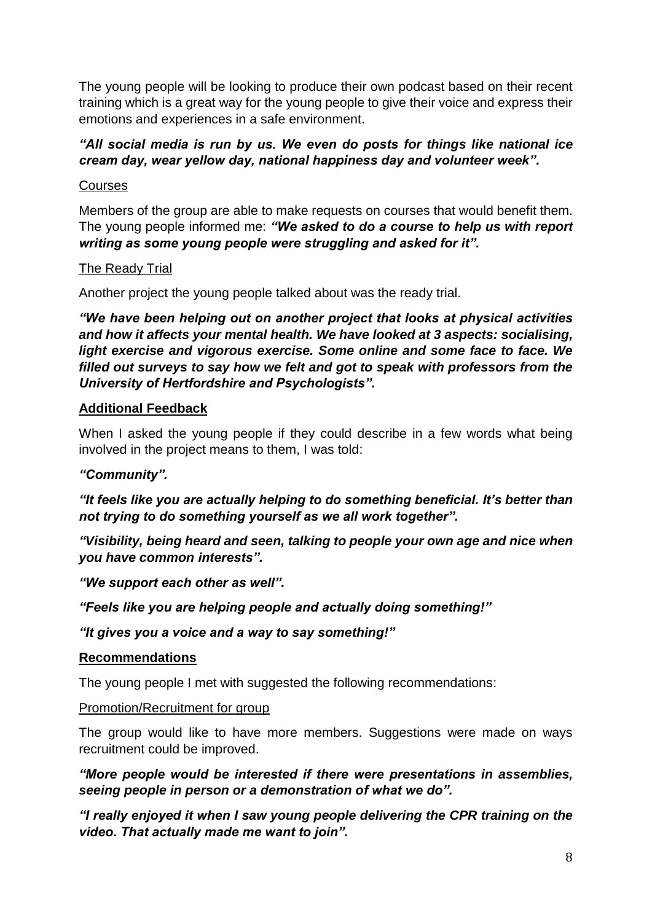The young people will be looking to produce their own podcast based on their recent training which is a great way for the young people to give their voice and express their emotions and experiences in a safe environment.

***"All social media is run by us. We even do posts for things like national ice cream day, wear yellow day, national happiness day and volunteer week".***

Courses

Members of the group are able to make requests on courses that would benefit them. The young people informed me: ***"We asked to do a course to help us with report writing as some young people were struggling and asked for it".***

The Ready Trial

Another project the young people talked about was the ready trial.

***"We have been helping out on another project that looks at physical activities and how it affects your mental health. We have looked at 3 aspects: socialising, light exercise and vigorous exercise. Some online and some face to face. We filled out surveys to say how we felt and got to speak with professors from the University of Hertfordshire and Psychologists".***

**Additional Feedback**

When I asked the young people if they could describe in a few words what being involved in the project means to them, I was told:

***"Community".***

***"It feels like you are actually helping to do something beneficial. It's better than not trying to do something yourself as we all work together".***

***"Visibility, being heard and seen, talking to people your own age and nice when you have common interests".***

***"We support each other as well".***

***"Feels like you are helping people and actually doing something!"***

***"It gives you a voice and a way to say something!"***

**Recommendations**

The young people I met with suggested the following recommendations:

Promotion/Recruitment for group

The group would like to have more members. Suggestions were made on ways recruitment could be improved.

***"More people would be interested if there were presentations in assemblies, seeing people in person or a demonstration of what we do".***

***"I really enjoyed it when I saw young people delivering the CPR training on the video. That actually made me want to join".***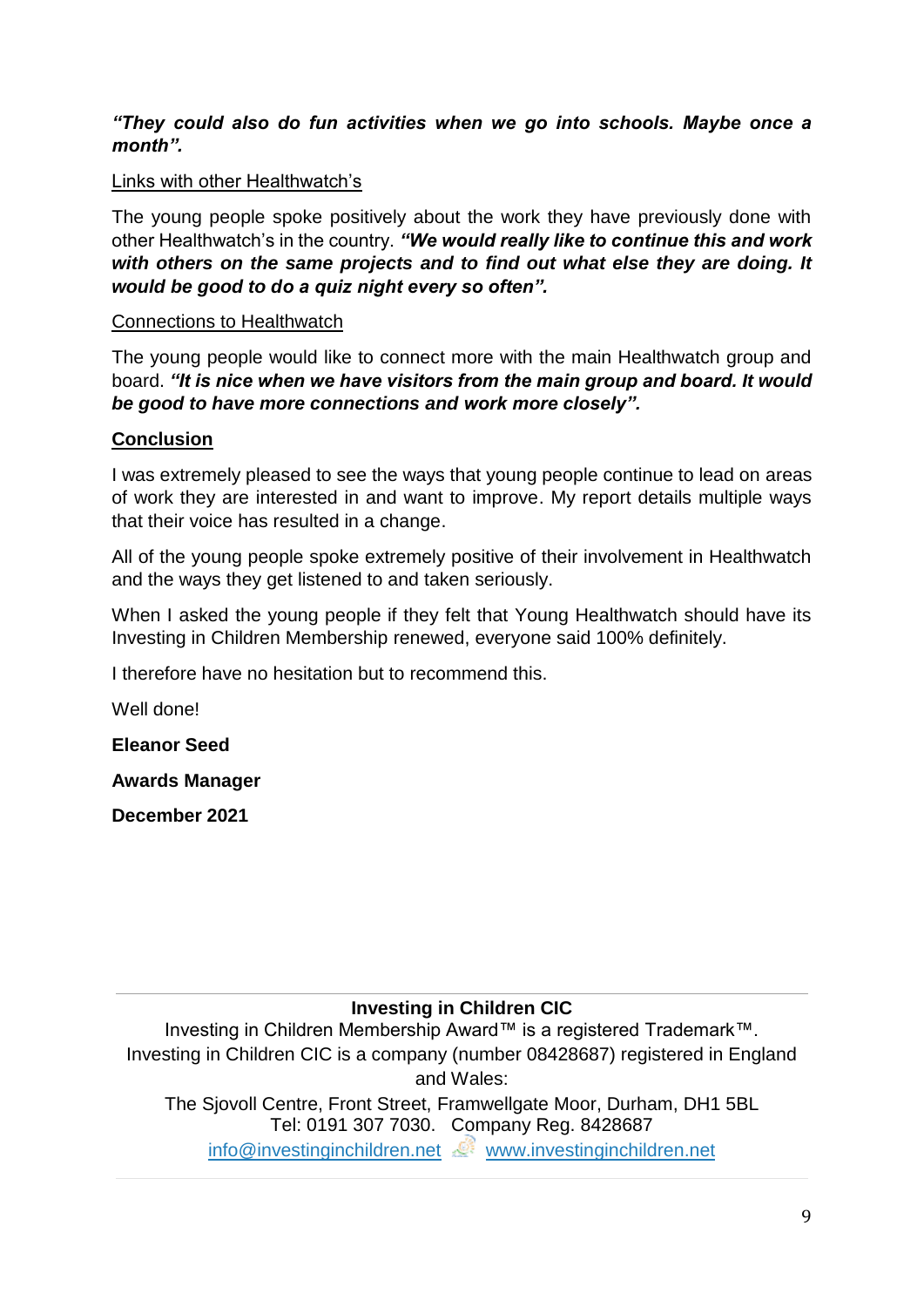***"They could also do fun activities when we go into schools. Maybe once a month".***

Links with other Healthwatch's

The young people spoke positively about the work they have previously done with other Healthwatch's in the country. ***"We would really like to continue this and work with others on the same projects and to find out what else they are doing. It would be good to do a quiz night every so often".***

Connections to Healthwatch

The young people would like to connect more with the main Healthwatch group and board. ***"It is nice when we have visitors from the main group and board. It would be good to have more connections and work more closely".***

**Conclusion**

I was extremely pleased to see the ways that young people continue to lead on areas of work they are interested in and want to improve. My report details multiple ways that their voice has resulted in a change.

All of the young people spoke extremely positive of their involvement in Healthwatch and the ways they get listened to and taken seriously.

When I asked the young people if they felt that Young Healthwatch should have its Investing in Children Membership renewed, everyone said 100% definitely.

I therefore have no hesitation but to recommend this.

Well done!

**Eleanor Seed**

**Awards Manager**

**December 2021**

**Investing in Children CIC**

Investing in Children Membership Award™ is a registered Trademark™.
Investing in Children CIC is a company (number 08428687) registered in England and Wales:
The Sjovoll Centre, Front Street, Framwellgate Moor, Durham, DH1 5BL
Tel: 0191 307 7030. Company Reg. 8428687
info@investinginchildren.net www.investinginchildren.net